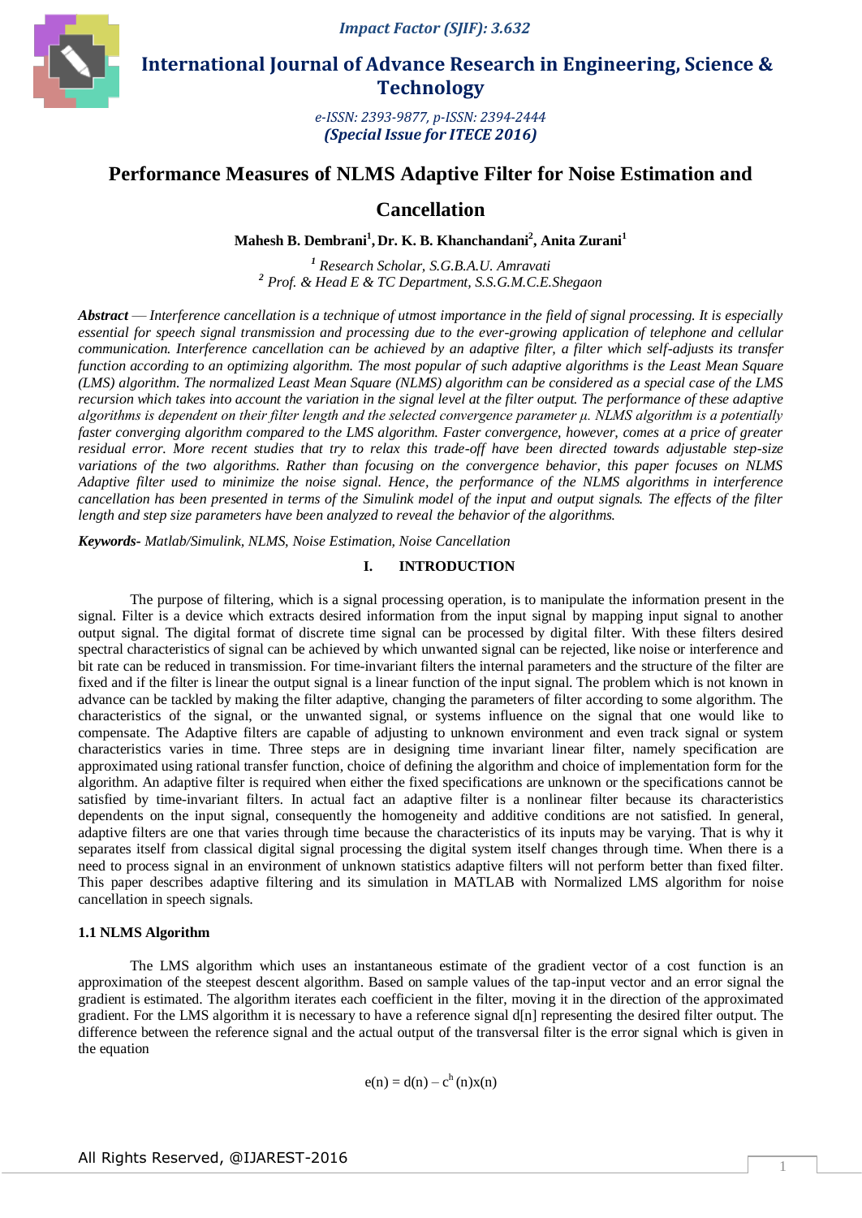# Performance Measures of NLMS Adaptive Filter for Noise Estimation and Cancellation

**Mahesh B. Dembrani[1], Dr. K. B. Khanchandani[2], Anita Zurani[1]**

*[1] Research Scholar, S.G.B.A.U. Amravati*
*[2] Prof. & Head E & TC Department, S.S.G.M.C.E.Shegaon*

***Abstract*** — *Interference cancellation is a technique of utmost importance in the field of signal processing. It is especially essential for speech signal transmission and processing due to the ever-growing application of telephone and cellular communication. Interference cancellation can be achieved by an adaptive filter, a filter which self-adjusts its transfer function according to an optimizing algorithm. The most popular of such adaptive algorithms is the Least Mean Square (LMS) algorithm. The normalized Least Mean Square (NLMS) algorithm can be considered as a special case of the LMS recursion which takes into account the variation in the signal level at the filter output. The performance of these adaptive algorithms is dependent on their filter length and the selected convergence parameter μ. NLMS algorithm is a potentially faster converging algorithm compared to the LMS algorithm. Faster convergence, however, comes at a price of greater residual error. More recent studies that try to relax this trade-off have been directed towards adjustable step-size variations of the two algorithms. Rather than focusing on the convergence behavior, this paper focuses on NLMS Adaptive filter used to minimize the noise signal. Hence, the performance of the NLMS algorithms in interference cancellation has been presented in terms of the Simulink model of the input and output signals. The effects of the filter length and step size parameters have been analyzed to reveal the behavior of the algorithms.*

***Keywords****- Matlab/Simulink, NLMS, Noise Estimation, Noise Cancellation*

## I. INTRODUCTION

The purpose of filtering, which is a signal processing operation, is to manipulate the information present in the signal. Filter is a device which extracts desired information from the input signal by mapping input signal to another output signal. The digital format of discrete time signal can be processed by digital filter. With these filters desired spectral characteristics of signal can be achieved by which unwanted signal can be rejected, like noise or interference and bit rate can be reduced in transmission. For time-invariant filters the internal parameters and the structure of the filter are fixed and if the filter is linear the output signal is a linear function of the input signal. The problem which is not known in advance can be tackled by making the filter adaptive, changing the parameters of filter according to some algorithm. The characteristics of the signal, or the unwanted signal, or systems influence on the signal that one would like to compensate. The Adaptive filters are capable of adjusting to unknown environment and even track signal or system characteristics varies in time. Three steps are in designing time invariant linear filter, namely specification are approximated using rational transfer function, choice of defining the algorithm and choice of implementation form for the algorithm. An adaptive filter is required when either the fixed specifications are unknown or the specifications cannot be satisfied by time-invariant filters. In actual fact an adaptive filter is a nonlinear filter because its characteristics dependents on the input signal, consequently the homogeneity and additive conditions are not satisfied. In general, adaptive filters are one that varies through time because the characteristics of its inputs may be varying. That is why it separates itself from classical digital signal processing the digital system itself changes through time. When there is a need to process signal in an environment of unknown statistics adaptive filters will not perform better than fixed filter. This paper describes adaptive filtering and its simulation in MATLAB with Normalized LMS algorithm for noise cancellation in speech signals.

### 1.1 NLMS Algorithm

The LMS algorithm which uses an instantaneous estimate of the gradient vector of a cost function is an approximation of the steepest descent algorithm. Based on sample values of the tap-input vector and an error signal the gradient is estimated. The algorithm iterates each coefficient in the filter, moving it in the direction of the approximated gradient. For the LMS algorithm it is necessary to have a reference signal d[n] representing the desired filter output. The difference between the reference signal and the actual output of the transversal filter is the error signal which is given in the equation

$$e(n) = d(n) - c^h(n)x(n)$$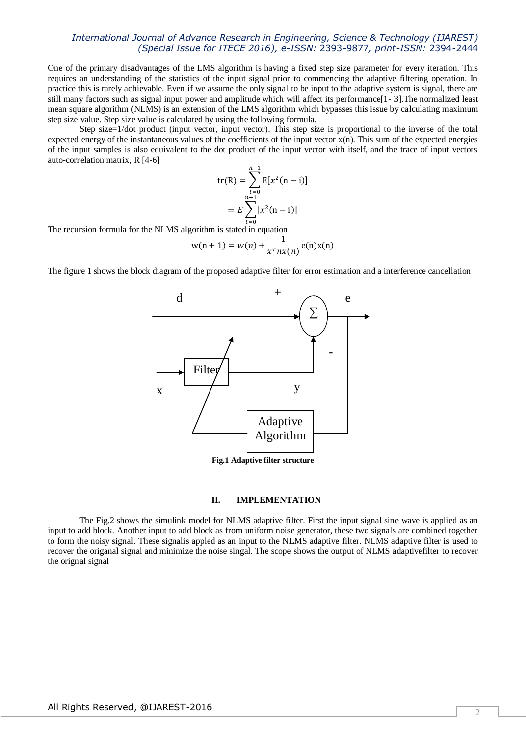One of the primary disadvantages of the LMS algorithm is having a fixed step size parameter for every iteration. This requires an understanding of the statistics of the input signal prior to commencing the adaptive filtering operation. In practice this is rarely achievable. Even if we assume the only signal to be input to the adaptive system is signal, there are still many factors such as signal input power and amplitude which will affect its performance[1- 3].The normalized least mean square algorithm (NLMS) is an extension of the LMS algorithm which bypasses this issue by calculating maximum step size value. Step size value is calculated by using the following formula.

Step size=1/dot product (input vector, input vector). This step size is proportional to the inverse of the total expected energy of the instantaneous values of the coefficients of the input vector x(n). This sum of the expected energies of the input samples is also equivalent to the dot product of the input vector with itself, and the trace of input vectors auto-correlation matrix, R [4-6]

$$\mathrm{tr(R)} = \sum_{t=0}^{n-1} \mathrm{E}[x^2(\mathrm{n-i})]$$

$$= E\sum_{t=0}^{n-1}[x^2(\mathrm{n-i})]$$

The recursion formula for the NLMS algorithm is stated in equation

$$\mathrm{w(n+1)} = w(n) + \frac{1}{x^T n x(n)}\mathrm{e(n)x(n)}$$

The figure 1 shows the block diagram of the proposed adaptive filter for error estimation and a interference cancellation

**Fig.1 Adaptive filter structure**

## II. IMPLEMENTATION

The Fig.2 shows the simulink model for NLMS adaptive filter. First the input signal sine wave is applied as an input to add block. Another input to add block as from uniform noise generator, these two signals are combined together to form the noisy signal. These signalis appled as an input to the NLMS adaptive filter. NLMS adaptive filter is used to recover the origanal signal and minimize the noise singal. The scope shows the output of NLMS adaptivefilter to recover the orignal signal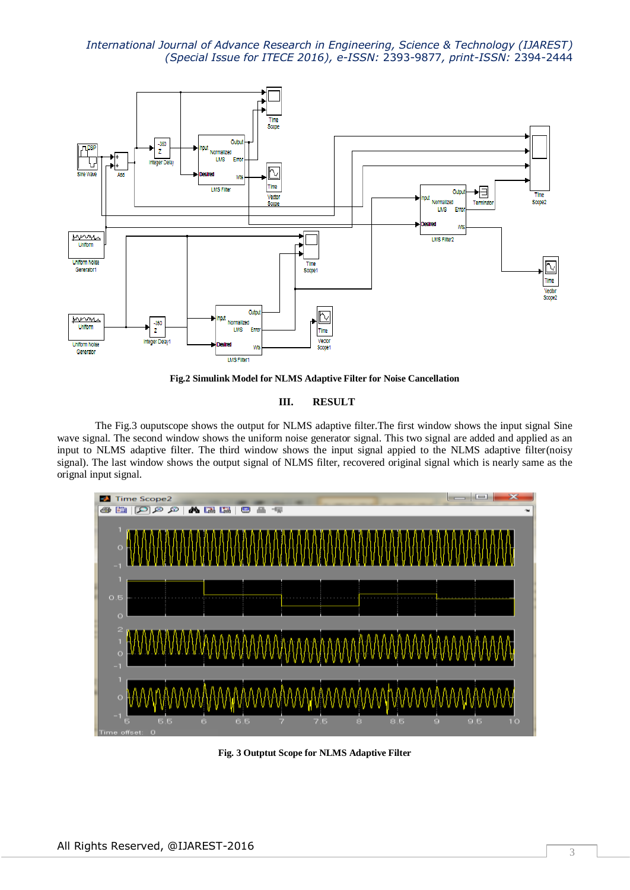Fig.2 Simulink Model for NLMS Adaptive Filter for Noise Cancellation

## III. RESULT

The Fig.3 ouputscope shows the output for NLMS adaptive filter.The first window shows the input signal Sine wave signal. The second window shows the uniform noise generator signal. This two signal are added and applied as an input to NLMS adaptive filter. The third window shows the input signal appied to the NLMS adaptive filter(noisy signal). The last window shows the output signal of NLMS filter, recovered original signal which is nearly same as the orignal input signal.

Fig. 3 Outptut Scope for NLMS Adaptive Filter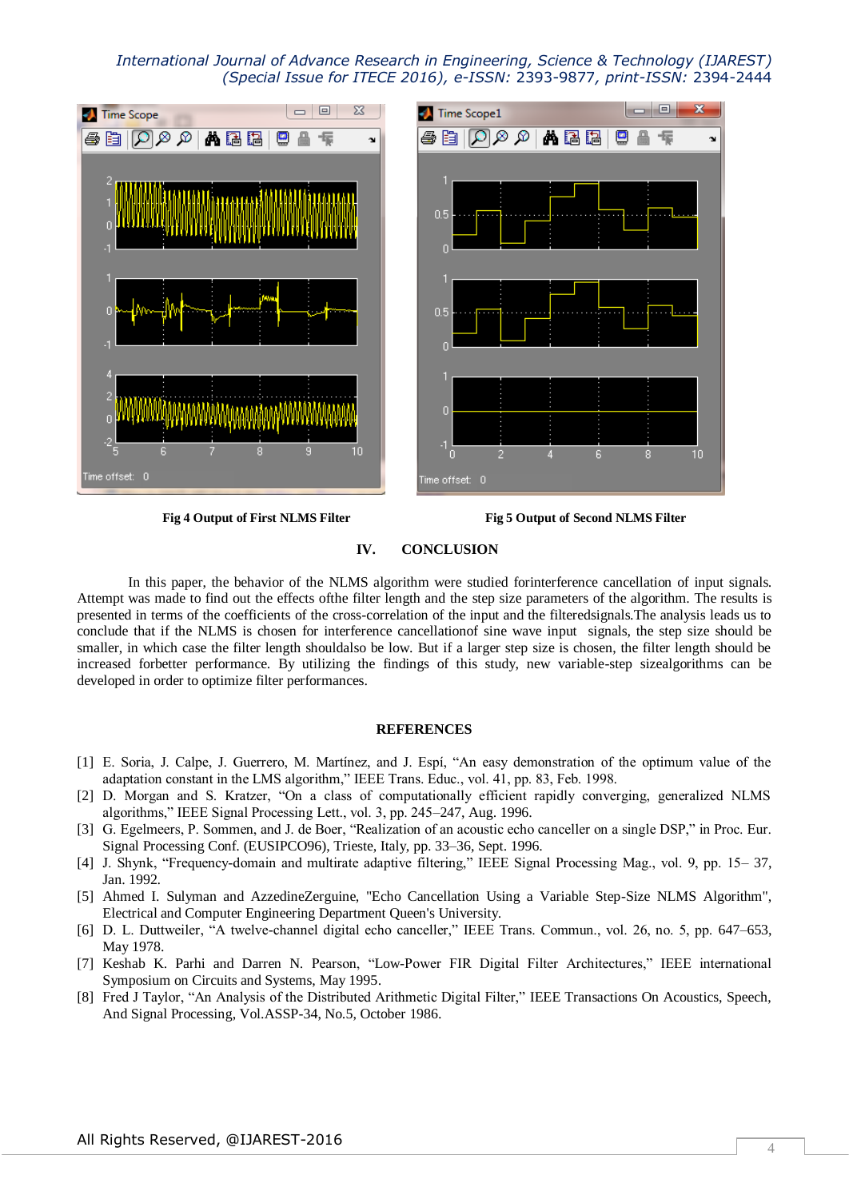Time Scope

2
1
0
-1

1
0
-1

4
2
0
-2
5 6 7 8 9 10

Time offset: 0

Time Scope1

1
0.5
0

1
0.5
0

1
0
-1
0 2 4 6 8 10

Time offset: 0

**Fig 4 Output of First NLMS Filter**

**Fig 5 Output of Second NLMS Filter**

## IV. CONCLUSION

In this paper, the behavior of the NLMS algorithm were studied forinterference cancellation of input signals. Attempt was made to find out the effects ofthe filter length and the step size parameters of the algorithm. The results is presented in terms of the coefficients of the cross-correlation of the input and the filteredsignals.The analysis leads us to conclude that if the NLMS is chosen for interference cancellationof sine wave input signals, the step size should be smaller, in which case the filter length shouldalso be low. But if a larger step size is chosen, the filter length should be increased forbetter performance. By utilizing the findings of this study, new variable-step sizealgorithms can be developed in order to optimize filter performances.

## REFERENCES

[1] E. Soria, J. Calpe, J. Guerrero, M. Martínez, and J. Espí, "An easy demonstration of the optimum value of the adaptation constant in the LMS algorithm," IEEE Trans. Educ., vol. 41, pp. 83, Feb. 1998.

[2] D. Morgan and S. Kratzer, "On a class of computationally efficient rapidly converging, generalized NLMS algorithms," IEEE Signal Processing Lett., vol. 3, pp. 245–247, Aug. 1996.

[3] G. Egelmeers, P. Sommen, and J. de Boer, "Realization of an acoustic echo canceller on a single DSP," in Proc. Eur. Signal Processing Conf. (EUSIPCO96), Trieste, Italy, pp. 33–36, Sept. 1996.

[4] J. Shynk, "Frequency-domain and multirate adaptive filtering," IEEE Signal Processing Mag., vol. 9, pp. 15– 37, Jan. 1992.

[5] Ahmed I. Sulyman and AzzedineZerguine, "Echo Cancellation Using a Variable Step-Size NLMS Algorithm", Electrical and Computer Engineering Department Queen's University.

[6] D. L. Duttweiler, "A twelve-channel digital echo canceller," IEEE Trans. Commun., vol. 26, no. 5, pp. 647–653, May 1978.

[7] Keshab K. Parhi and Darren N. Pearson, "Low-Power FIR Digital Filter Architectures," IEEE international Symposium on Circuits and Systems, May 1995.

[8] Fred J Taylor, "An Analysis of the Distributed Arithmetic Digital Filter," IEEE Transactions On Acoustics, Speech, And Signal Processing, Vol.ASSP-34, No.5, October 1986.